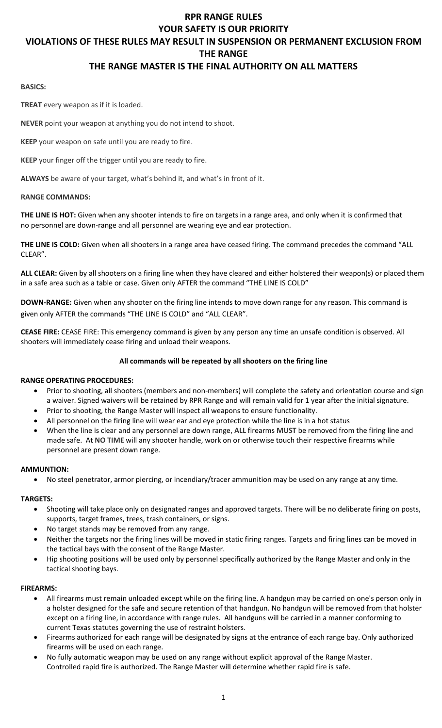# RPR RANGE RULES

# YOUR SAFETY IS OUR PRIORITY

# VIOLATIONS OF THESE RULES MAY RESULT IN SUSPENSION OR PERMANENT EXCLUSION FROM THE RANGE

# THE RANGE MASTER IS THE FINAL AUTHORITY ON ALL MATTERS

**BASICS:**

**TREAT** every weapon as if it is loaded.

**NEVER** point your weapon at anything you do not intend to shoot.

**KEEP** your weapon on safe until you are ready to fire.

**KEEP** your finger off the trigger until you are ready to fire.

**ALWAYS** be aware of your target, what's behind it, and what's in front of it.

**RANGE COMMANDS:**

**THE LINE IS HOT:** Given when any shooter intends to fire on targets in a range area, and only when it is confirmed that no personnel are down-range and all personnel are wearing eye and ear protection.

**THE LINE IS COLD:** Given when all shooters in a range area have ceased firing. The command precedes the command "ALL CLEAR".

**ALL CLEAR:** Given by all shooters on a firing line when they have cleared and either holstered their weapon(s) or placed them in a safe area such as a table or case. Given only AFTER the command "THE LINE IS COLD"

**DOWN-RANGE:** Given when any shooter on the firing line intends to move down range for any reason. This command is given only AFTER the commands "THE LINE IS COLD" and "ALL CLEAR".

**CEASE FIRE:** CEASE FIRE: This emergency command is given by any person any time an unsafe condition is observed. All shooters will immediately cease firing and unload their weapons.

**All commands will be repeated by all shooters on the firing line**

**RANGE OPERATING PROCEDURES:**

- Prior to shooting, all shooters (members and non-members) will complete the safety and orientation course and sign a waiver. Signed waivers will be retained by RPR Range and will remain valid for 1 year after the initial signature.
- Prior to shooting, the Range Master will inspect all weapons to ensure functionality.
- All personnel on the firing line will wear ear and eye protection while the line is in a hot status
- When the line is clear and any personnel are down range, **ALL** firearms **MUST** be removed from the firing line and made safe. At **NO TIME** will any shooter handle, work on or otherwise touch their respective firearms while personnel are present down range.

**AMMUNTION:**

- No steel penetrator, armor piercing, or incendiary/tracer ammunition may be used on any range at any time.

**TARGETS:**

- Shooting will take place only on designated ranges and approved targets. There will be no deliberate firing on posts, supports, target frames, trees, trash containers, or signs.
- No target stands may be removed from any range.
- Neither the targets nor the firing lines will be moved in static firing ranges. Targets and firing lines can be moved in the tactical bays with the consent of the Range Master.
- Hip shooting positions will be used only by personnel specifically authorized by the Range Master and only in the tactical shooting bays.

**FIREARMS:**

- All firearms must remain unloaded except while on the firing line. A handgun may be carried on one's person only in a holster designed for the safe and secure retention of that handgun. No handgun will be removed from that holster except on a firing line, in accordance with range rules. All handguns will be carried in a manner conforming to current Texas statutes governing the use of restraint holsters.
- Firearms authorized for each range will be designated by signs at the entrance of each range bay. Only authorized firearms will be used on each range.
- No fully automatic weapon may be used on any range without explicit approval of the Range Master.
  Controlled rapid fire is authorized. The Range Master will determine whether rapid fire is safe.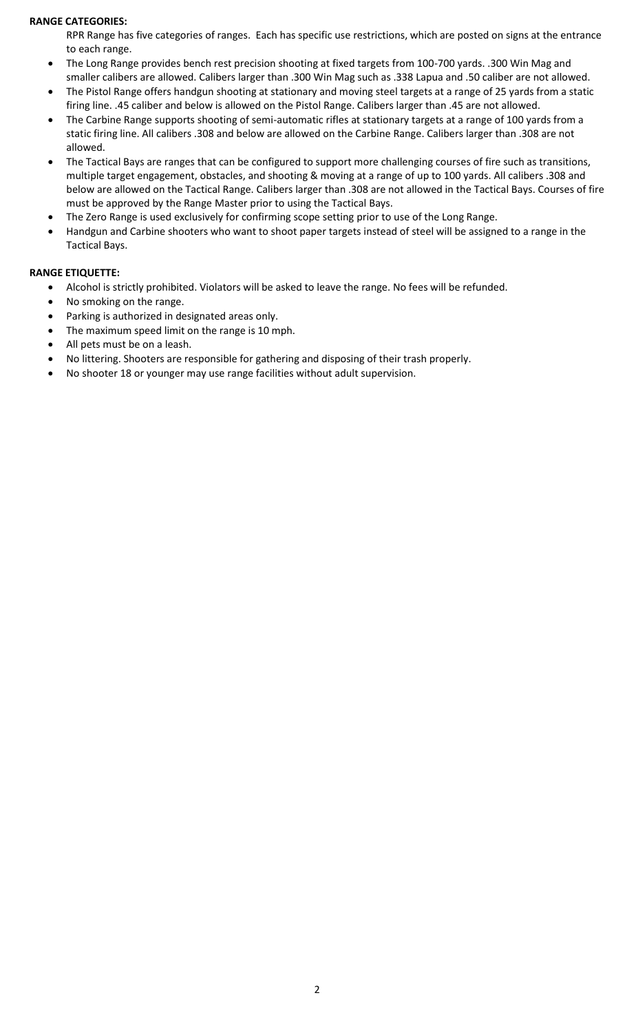**RANGE CATEGORIES:**

RPR Range has five categories of ranges. Each has specific use restrictions, which are posted on signs at the entrance to each range.

- The Long Range provides bench rest precision shooting at fixed targets from 100-700 yards. .300 Win Mag and smaller calibers are allowed. Calibers larger than .300 Win Mag such as .338 Lapua and .50 caliber are not allowed.
- The Pistol Range offers handgun shooting at stationary and moving steel targets at a range of 25 yards from a static firing line. .45 caliber and below is allowed on the Pistol Range. Calibers larger than .45 are not allowed.
- The Carbine Range supports shooting of semi-automatic rifles at stationary targets at a range of 100 yards from a static firing line. All calibers .308 and below are allowed on the Carbine Range. Calibers larger than .308 are not allowed.
- The Tactical Bays are ranges that can be configured to support more challenging courses of fire such as transitions, multiple target engagement, obstacles, and shooting & moving at a range of up to 100 yards. All calibers .308 and below are allowed on the Tactical Range. Calibers larger than .308 are not allowed in the Tactical Bays. Courses of fire must be approved by the Range Master prior to using the Tactical Bays.
- The Zero Range is used exclusively for confirming scope setting prior to use of the Long Range.
- Handgun and Carbine shooters who want to shoot paper targets instead of steel will be assigned to a range in the Tactical Bays.

**RANGE ETIQUETTE:**

- Alcohol is strictly prohibited. Violators will be asked to leave the range. No fees will be refunded.
- No smoking on the range.
- Parking is authorized in designated areas only.
- The maximum speed limit on the range is 10 mph.
- All pets must be on a leash.
- No littering. Shooters are responsible for gathering and disposing of their trash properly.
- No shooter 18 or younger may use range facilities without adult supervision.